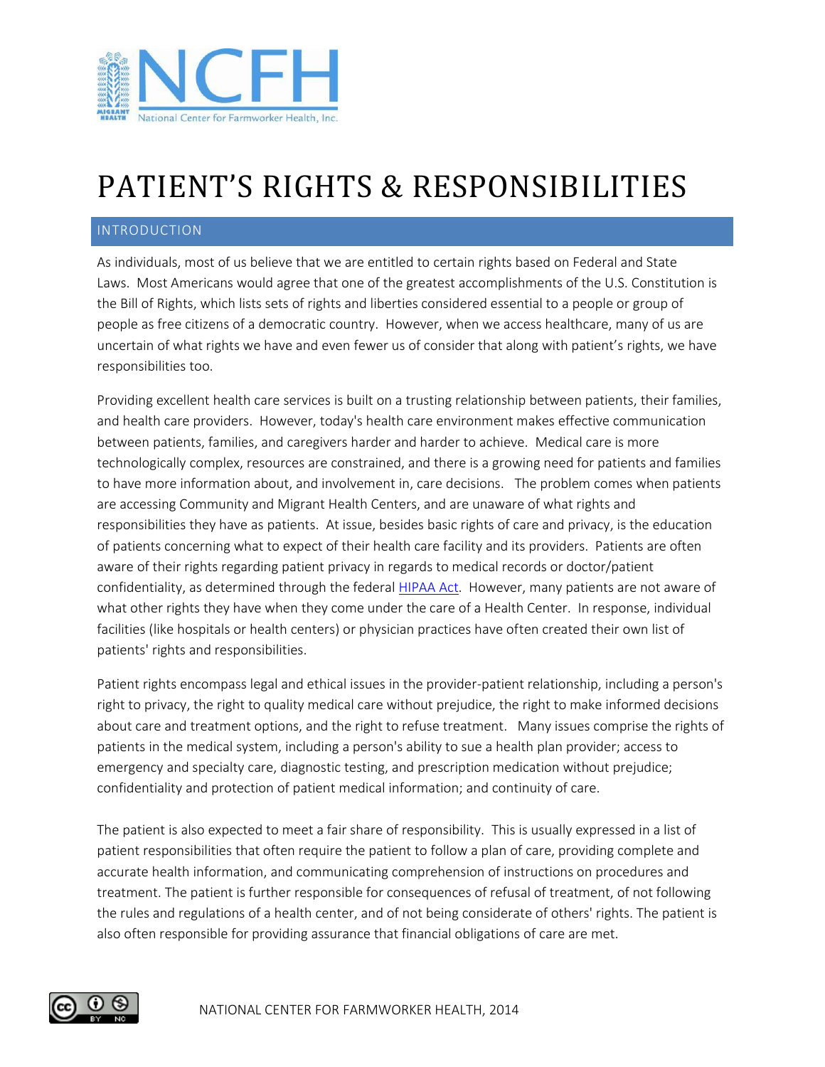# PATIENT'S RIGHTS & RESPONSIBILITIES

## INTRODUCTION

As individuals, most of us believe that we are entitled to certain rights based on Federal and State Laws. Most Americans would agree that one of the greatest accomplishments of the U.S. Constitution is the Bill of Rights, which lists sets of rights and liberties considered essential to a people or group of people as free citizens of a democratic country. However, when we access healthcare, many of us are uncertain of what rights we have and even fewer us of consider that along with patient's rights, we have responsibilities too.

Providing excellent health care services is built on a trusting relationship between patients, their families, and health care providers. However, today's health care environment makes effective communication between patients, families, and caregivers harder and harder to achieve. Medical care is more technologically complex, resources are constrained, and there is a growing need for patients and families to have more information about, and involvement in, care decisions. The problem comes when patients are accessing Community and Migrant Health Centers, and are unaware of what rights and responsibilities they have as patients. At issue, besides basic rights of care and privacy, is the education of patients concerning what to expect of their health care facility and its providers. Patients are often aware of their rights regarding patient privacy in regards to medical records or doctor/patient confidentiality, as determined through the federal HIPAA Act. However, many patients are not aware of what other rights they have when they come under the care of a Health Center. In response, individual facilities (like hospitals or health centers) or physician practices have often created their own list of patients' rights and responsibilities.

Patient rights encompass legal and ethical issues in the provider-patient relationship, including a person's right to privacy, the right to quality medical care without prejudice, the right to make informed decisions about care and treatment options, and the right to refuse treatment. Many issues comprise the rights of patients in the medical system, including a person's ability to sue a health plan provider; access to emergency and specialty care, diagnostic testing, and prescription medication without prejudice; confidentiality and protection of patient medical information; and continuity of care.

The patient is also expected to meet a fair share of responsibility. This is usually expressed in a list of patient responsibilities that often require the patient to follow a plan of care, providing complete and accurate health information, and communicating comprehension of instructions on procedures and treatment. The patient is further responsible for consequences of refusal of treatment, of not following the rules and regulations of a health center, and of not being considerate of others' rights. The patient is also often responsible for providing assurance that financial obligations of care are met.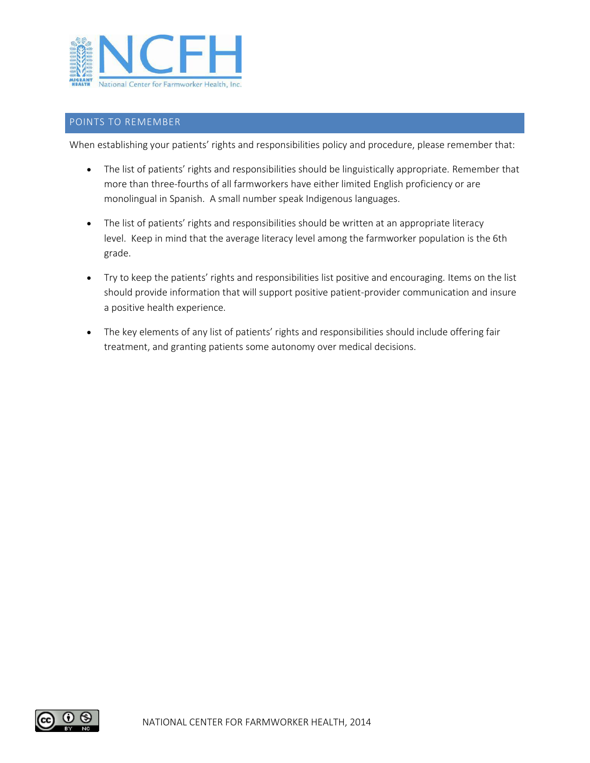## POINTS TO REMEMBER

When establishing your patients' rights and responsibilities policy and procedure, please remember that:

- The list of patients' rights and responsibilities should be linguistically appropriate. Remember that more than three-fourths of all farmworkers have either limited English proficiency or are monolingual in Spanish. A small number speak Indigenous languages.
- The list of patients' rights and responsibilities should be written at an appropriate literacy level. Keep in mind that the average literacy level among the farmworker population is the 6th grade.
- Try to keep the patients' rights and responsibilities list positive and encouraging. Items on the list should provide information that will support positive patient-provider communication and insure a positive health experience.
- The key elements of any list of patients' rights and responsibilities should include offering fair treatment, and granting patients some autonomy over medical decisions.